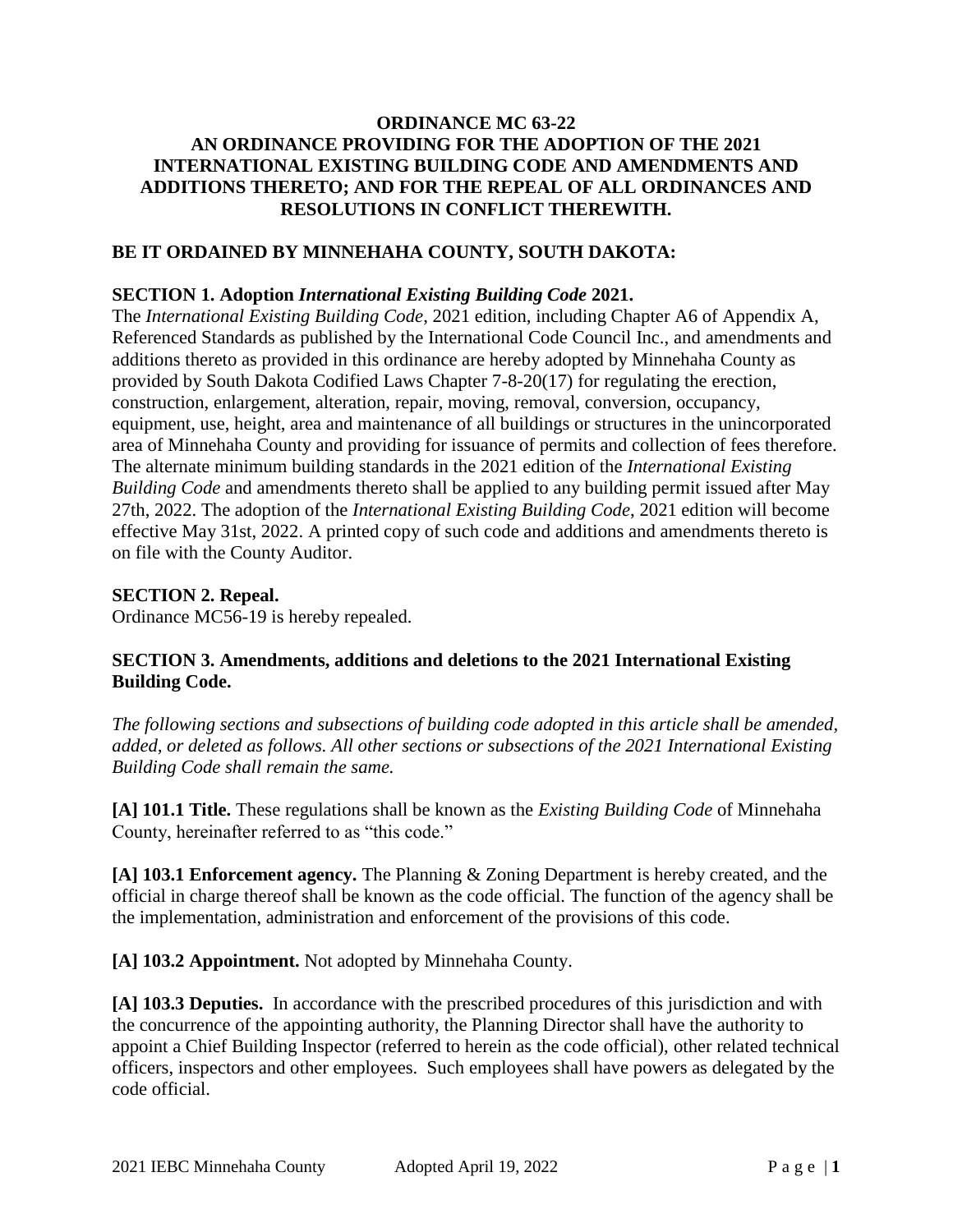# ORDINANCE MC 63-22
# AN ORDINANCE PROVIDING FOR THE ADOPTION OF THE 2021 INTERNATIONAL EXISTING BUILDING CODE AND AMENDMENTS AND ADDITIONS THERETO; AND FOR THE REPEAL OF ALL ORDINANCES AND RESOLUTIONS IN CONFLICT THEREWITH.

**BE IT ORDAINED BY MINNEHAHA COUNTY, SOUTH DAKOTA:**

**SECTION 1. Adoption *International Existing Building Code* 2021.**

The *International Existing Building Code*, 2021 edition, including Chapter A6 of Appendix A, Referenced Standards as published by the International Code Council Inc., and amendments and additions thereto as provided in this ordinance are hereby adopted by Minnehaha County as provided by South Dakota Codified Laws Chapter 7-8-20(17) for regulating the erection, construction, enlargement, alteration, repair, moving, removal, conversion, occupancy, equipment, use, height, area and maintenance of all buildings or structures in the unincorporated area of Minnehaha County and providing for issuance of permits and collection of fees therefore. The alternate minimum building standards in the 2021 edition of the *International Existing Building Code* and amendments thereto shall be applied to any building permit issued after May 27th, 2022. The adoption of the *International Existing Building Code*, 2021 edition will become effective May 31st, 2022. A printed copy of such code and additions and amendments thereto is on file with the County Auditor.

**SECTION 2. Repeal.**

Ordinance MC56-19 is hereby repealed.

**SECTION 3. Amendments, additions and deletions to the 2021 International Existing Building Code.**

*The following sections and subsections of building code adopted in this article shall be amended, added, or deleted as follows. All other sections or subsections of the 2021 International Existing Building Code shall remain the same.*

**[A] 101.1 Title.** These regulations shall be known as the *Existing Building Code* of Minnehaha County, hereinafter referred to as "this code."

**[A] 103.1 Enforcement agency.** The Planning & Zoning Department is hereby created, and the official in charge thereof shall be known as the code official. The function of the agency shall be the implementation, administration and enforcement of the provisions of this code.

**[A] 103.2 Appointment.** Not adopted by Minnehaha County.

**[A] 103.3 Deputies.** In accordance with the prescribed procedures of this jurisdiction and with the concurrence of the appointing authority, the Planning Director shall have the authority to appoint a Chief Building Inspector (referred to herein as the code official), other related technical officers, inspectors and other employees. Such employees shall have powers as delegated by the code official.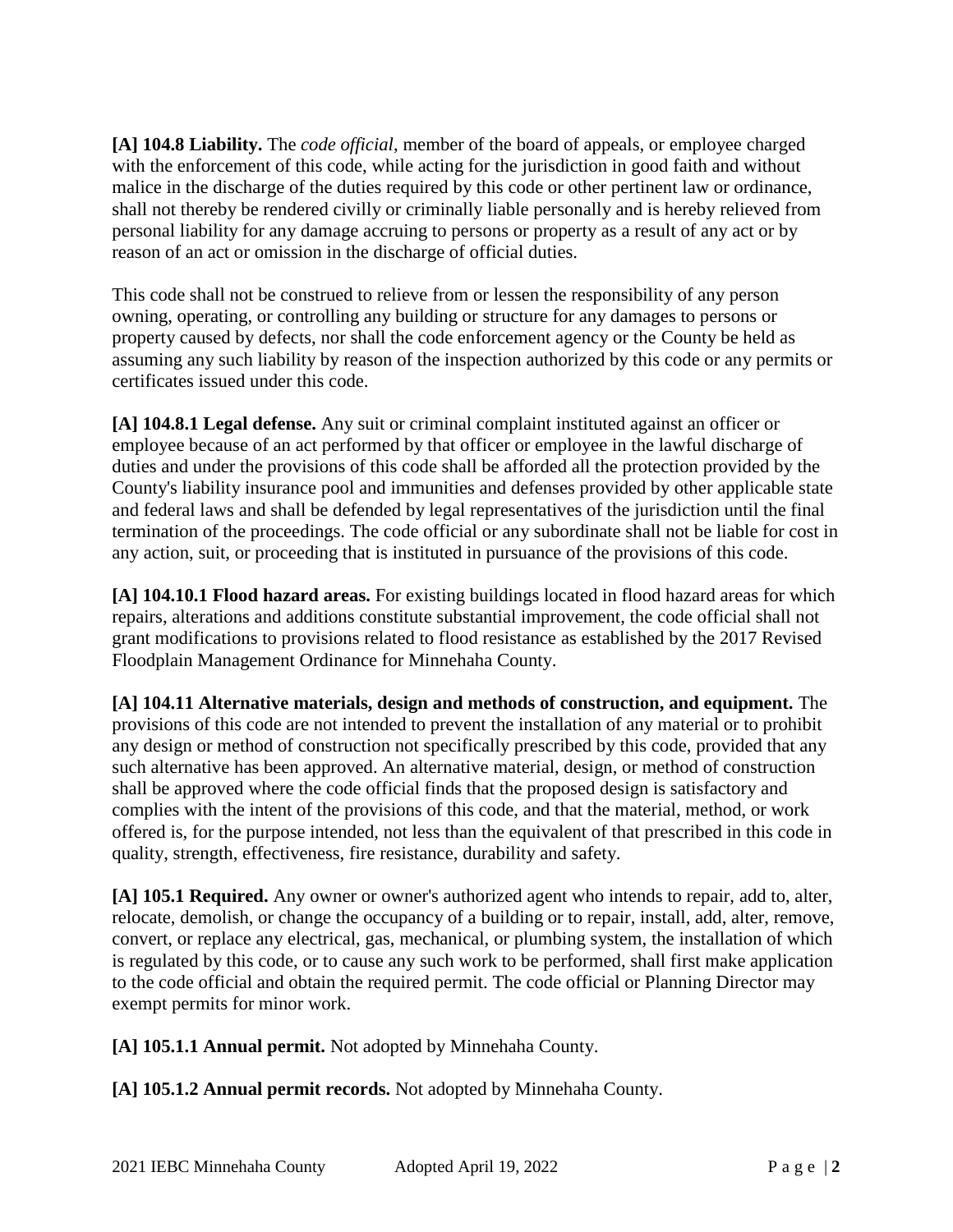**[A] 104.8 Liability.** The *code official*, member of the board of appeals, or employee charged with the enforcement of this code, while acting for the jurisdiction in good faith and without malice in the discharge of the duties required by this code or other pertinent law or ordinance, shall not thereby be rendered civilly or criminally liable personally and is hereby relieved from personal liability for any damage accruing to persons or property as a result of any act or by reason of an act or omission in the discharge of official duties.

This code shall not be construed to relieve from or lessen the responsibility of any person owning, operating, or controlling any building or structure for any damages to persons or property caused by defects, nor shall the code enforcement agency or the County be held as assuming any such liability by reason of the inspection authorized by this code or any permits or certificates issued under this code.

**[A] 104.8.1 Legal defense.** Any suit or criminal complaint instituted against an officer or employee because of an act performed by that officer or employee in the lawful discharge of duties and under the provisions of this code shall be afforded all the protection provided by the County's liability insurance pool and immunities and defenses provided by other applicable state and federal laws and shall be defended by legal representatives of the jurisdiction until the final termination of the proceedings. The code official or any subordinate shall not be liable for cost in any action, suit, or proceeding that is instituted in pursuance of the provisions of this code.

**[A] 104.10.1 Flood hazard areas.** For existing buildings located in flood hazard areas for which repairs, alterations and additions constitute substantial improvement, the code official shall not grant modifications to provisions related to flood resistance as established by the 2017 Revised Floodplain Management Ordinance for Minnehaha County.

**[A] 104.11 Alternative materials, design and methods of construction, and equipment.** The provisions of this code are not intended to prevent the installation of any material or to prohibit any design or method of construction not specifically prescribed by this code, provided that any such alternative has been approved. An alternative material, design, or method of construction shall be approved where the code official finds that the proposed design is satisfactory and complies with the intent of the provisions of this code, and that the material, method, or work offered is, for the purpose intended, not less than the equivalent of that prescribed in this code in quality, strength, effectiveness, fire resistance, durability and safety.

**[A] 105.1 Required.** Any owner or owner's authorized agent who intends to repair, add to, alter, relocate, demolish, or change the occupancy of a building or to repair, install, add, alter, remove, convert, or replace any electrical, gas, mechanical, or plumbing system, the installation of which is regulated by this code, or to cause any such work to be performed, shall first make application to the code official and obtain the required permit. The code official or Planning Director may exempt permits for minor work.

**[A] 105.1.1 Annual permit.** Not adopted by Minnehaha County.

**[A] 105.1.2 Annual permit records.** Not adopted by Minnehaha County.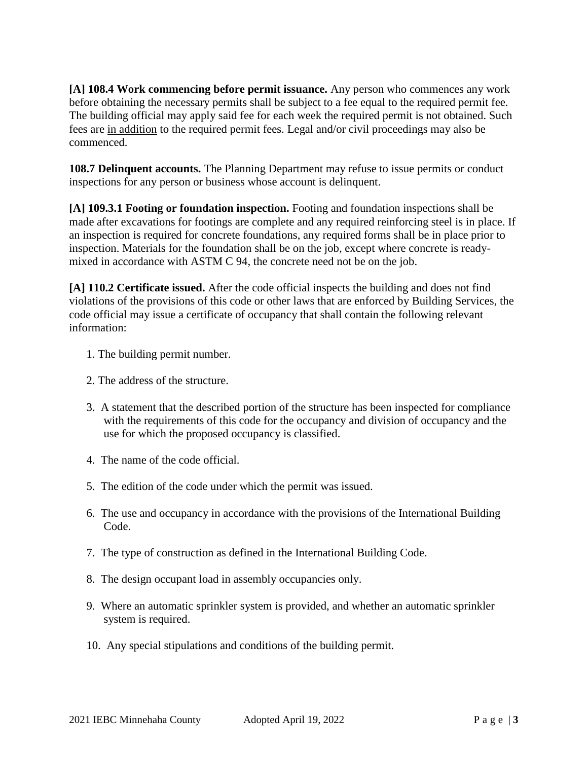**[A] 108.4 Work commencing before permit issuance.** Any person who commences any work before obtaining the necessary permits shall be subject to a fee equal to the required permit fee. The building official may apply said fee for each week the required permit is not obtained. Such fees are <u>in addition</u> to the required permit fees. Legal and/or civil proceedings may also be commenced.

**108.7 Delinquent accounts.** The Planning Department may refuse to issue permits or conduct inspections for any person or business whose account is delinquent.

**[A] 109.3.1 Footing or foundation inspection.** Footing and foundation inspections shall be made after excavations for footings are complete and any required reinforcing steel is in place. If an inspection is required for concrete foundations, any required forms shall be in place prior to inspection. Materials for the foundation shall be on the job, except where concrete is ready-mixed in accordance with ASTM C 94, the concrete need not be on the job.

**[A] 110.2 Certificate issued.** After the code official inspects the building and does not find violations of the provisions of this code or other laws that are enforced by Building Services, the code official may issue a certificate of occupancy that shall contain the following relevant information:

1. The building permit number.
2. The address of the structure.
3. A statement that the described portion of the structure has been inspected for compliance with the requirements of this code for the occupancy and division of occupancy and the use for which the proposed occupancy is classified.
4. The name of the code official.
5. The edition of the code under which the permit was issued.
6. The use and occupancy in accordance with the provisions of the International Building Code.
7. The type of construction as defined in the International Building Code.
8. The design occupant load in assembly occupancies only.
9. Where an automatic sprinkler system is provided, and whether an automatic sprinkler system is required.
10. Any special stipulations and conditions of the building permit.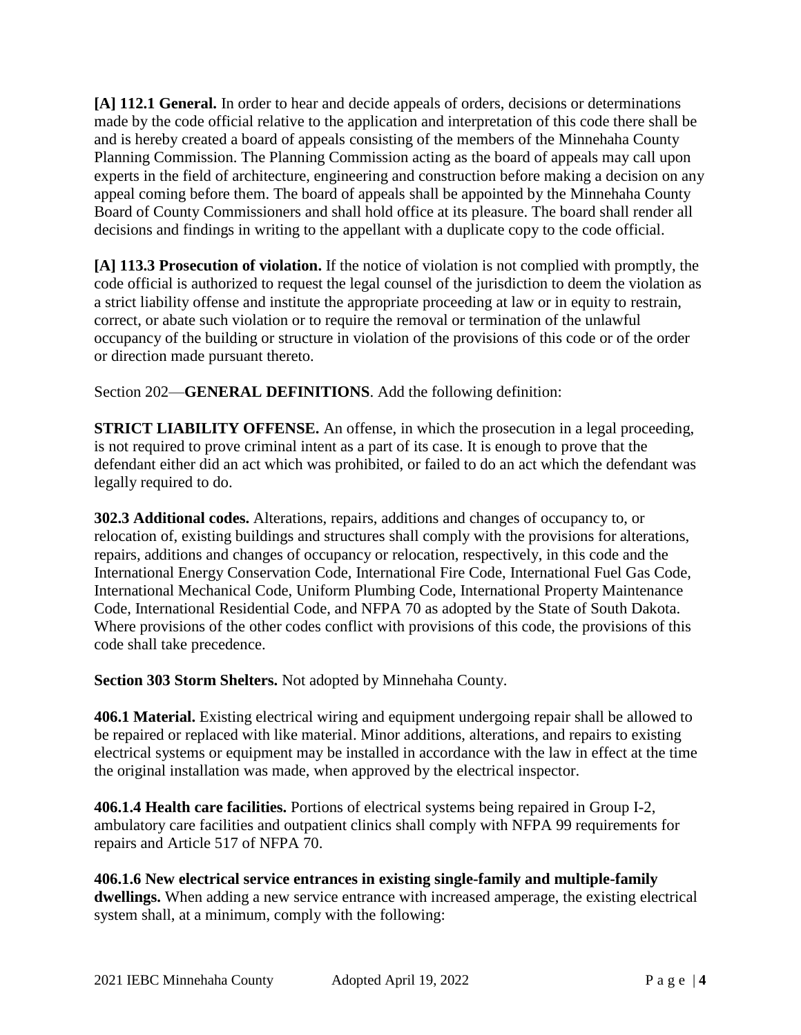**[A] 112.1 General.** In order to hear and decide appeals of orders, decisions or determinations made by the code official relative to the application and interpretation of this code there shall be and is hereby created a board of appeals consisting of the members of the Minnehaha County Planning Commission. The Planning Commission acting as the board of appeals may call upon experts in the field of architecture, engineering and construction before making a decision on any appeal coming before them. The board of appeals shall be appointed by the Minnehaha County Board of County Commissioners and shall hold office at its pleasure. The board shall render all decisions and findings in writing to the appellant with a duplicate copy to the code official.

**[A] 113.3 Prosecution of violation.** If the notice of violation is not complied with promptly, the code official is authorized to request the legal counsel of the jurisdiction to deem the violation as a strict liability offense and institute the appropriate proceeding at law or in equity to restrain, correct, or abate such violation or to require the removal or termination of the unlawful occupancy of the building or structure in violation of the provisions of this code or of the order or direction made pursuant thereto.

Section 202—**GENERAL DEFINITIONS**. Add the following definition:

**STRICT LIABILITY OFFENSE.** An offense, in which the prosecution in a legal proceeding, is not required to prove criminal intent as a part of its case. It is enough to prove that the defendant either did an act which was prohibited, or failed to do an act which the defendant was legally required to do.

**302.3 Additional codes.** Alterations, repairs, additions and changes of occupancy to, or relocation of, existing buildings and structures shall comply with the provisions for alterations, repairs, additions and changes of occupancy or relocation, respectively, in this code and the International Energy Conservation Code, International Fire Code, International Fuel Gas Code, International Mechanical Code, Uniform Plumbing Code, International Property Maintenance Code, International Residential Code, and NFPA 70 as adopted by the State of South Dakota. Where provisions of the other codes conflict with provisions of this code, the provisions of this code shall take precedence.

**Section 303 Storm Shelters.** Not adopted by Minnehaha County.

**406.1 Material.** Existing electrical wiring and equipment undergoing repair shall be allowed to be repaired or replaced with like material. Minor additions, alterations, and repairs to existing electrical systems or equipment may be installed in accordance with the law in effect at the time the original installation was made, when approved by the electrical inspector.

**406.1.4 Health care facilities.** Portions of electrical systems being repaired in Group I-2, ambulatory care facilities and outpatient clinics shall comply with NFPA 99 requirements for repairs and Article 517 of NFPA 70.

**406.1.6 New electrical service entrances in existing single-family and multiple-family dwellings.** When adding a new service entrance with increased amperage, the existing electrical system shall, at a minimum, comply with the following: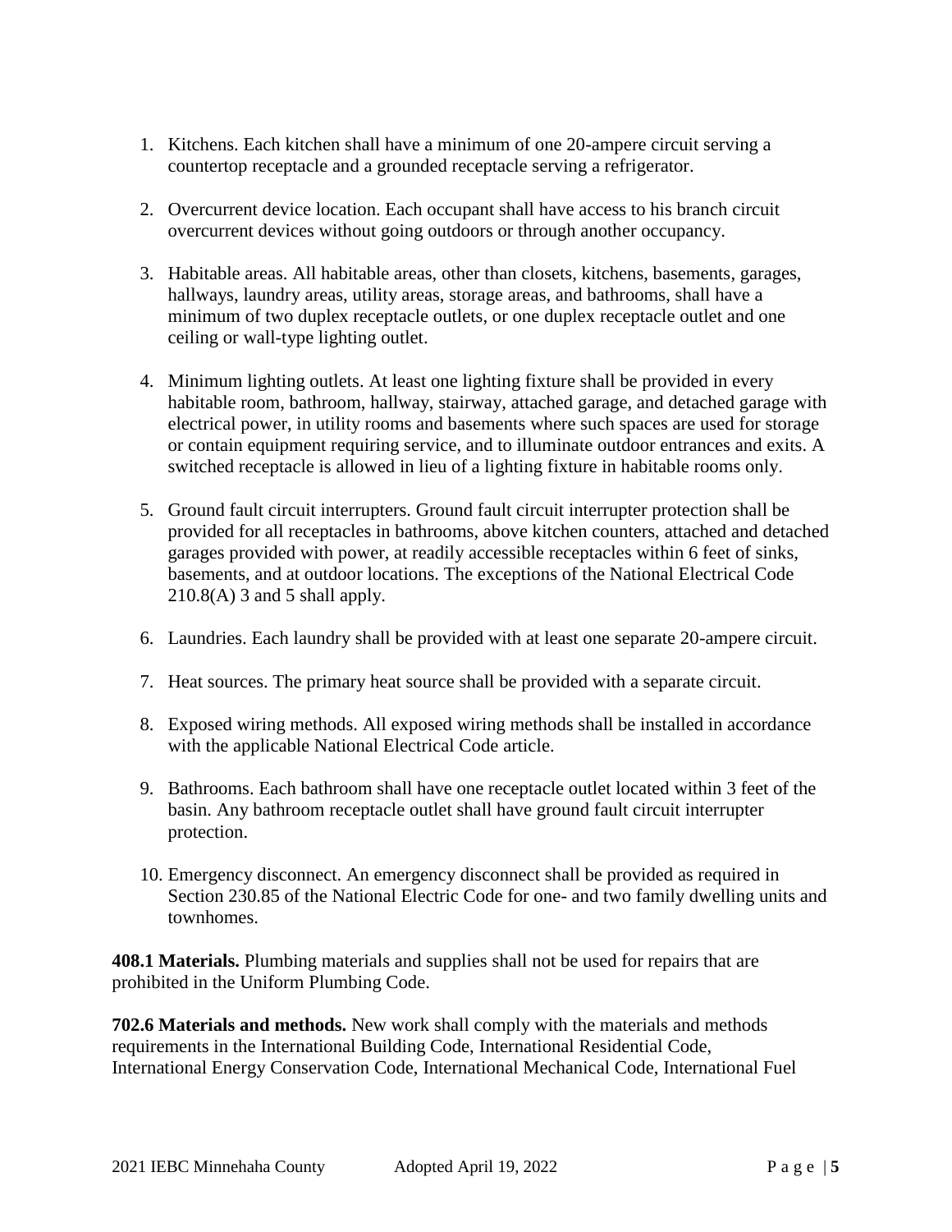1. Kitchens. Each kitchen shall have a minimum of one 20-ampere circuit serving a countertop receptacle and a grounded receptacle serving a refrigerator.

2. Overcurrent device location. Each occupant shall have access to his branch circuit overcurrent devices without going outdoors or through another occupancy.

3. Habitable areas. All habitable areas, other than closets, kitchens, basements, garages, hallways, laundry areas, utility areas, storage areas, and bathrooms, shall have a minimum of two duplex receptacle outlets, or one duplex receptacle outlet and one ceiling or wall-type lighting outlet.

4. Minimum lighting outlets. At least one lighting fixture shall be provided in every habitable room, bathroom, hallway, stairway, attached garage, and detached garage with electrical power, in utility rooms and basements where such spaces are used for storage or contain equipment requiring service, and to illuminate outdoor entrances and exits. A switched receptacle is allowed in lieu of a lighting fixture in habitable rooms only.

5. Ground fault circuit interrupters. Ground fault circuit interrupter protection shall be provided for all receptacles in bathrooms, above kitchen counters, attached and detached garages provided with power, at readily accessible receptacles within 6 feet of sinks, basements, and at outdoor locations. The exceptions of the National Electrical Code 210.8(A) 3 and 5 shall apply.

6. Laundries. Each laundry shall be provided with at least one separate 20-ampere circuit.

7. Heat sources. The primary heat source shall be provided with a separate circuit.

8. Exposed wiring methods. All exposed wiring methods shall be installed in accordance with the applicable National Electrical Code article.

9. Bathrooms. Each bathroom shall have one receptacle outlet located within 3 feet of the basin. Any bathroom receptacle outlet shall have ground fault circuit interrupter protection.

10. Emergency disconnect. An emergency disconnect shall be provided as required in Section 230.85 of the National Electric Code for one- and two family dwelling units and townhomes.

**408.1 Materials.** Plumbing materials and supplies shall not be used for repairs that are prohibited in the Uniform Plumbing Code.

**702.6 Materials and methods.** New work shall comply with the materials and methods requirements in the International Building Code, International Residential Code, International Energy Conservation Code, International Mechanical Code, International Fuel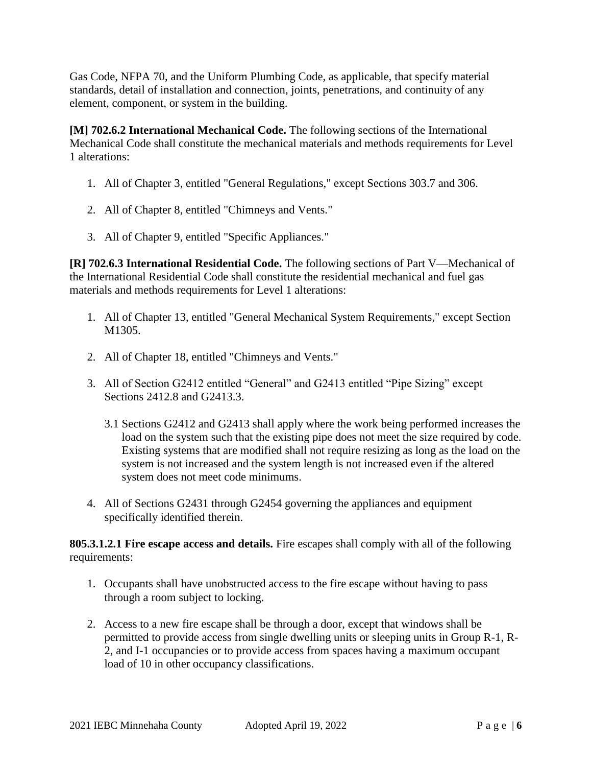Gas Code, NFPA 70, and the Uniform Plumbing Code, as applicable, that specify material standards, detail of installation and connection, joints, penetrations, and continuity of any element, component, or system in the building.

**[M] 702.6.2 International Mechanical Code.** The following sections of the International Mechanical Code shall constitute the mechanical materials and methods requirements for Level 1 alterations:

1. All of Chapter 3, entitled "General Regulations," except Sections 303.7 and 306.
2. All of Chapter 8, entitled "Chimneys and Vents."
3. All of Chapter 9, entitled "Specific Appliances."

**[R] 702.6.3 International Residential Code.** The following sections of Part V—Mechanical of the International Residential Code shall constitute the residential mechanical and fuel gas materials and methods requirements for Level 1 alterations:

1. All of Chapter 13, entitled "General Mechanical System Requirements," except Section M1305.
2. All of Chapter 18, entitled "Chimneys and Vents."
3. All of Section G2412 entitled "General" and G2413 entitled "Pipe Sizing" except Sections 2412.8 and G2413.3.

   3.1 Sections G2412 and G2413 shall apply where the work being performed increases the load on the system such that the existing pipe does not meet the size required by code. Existing systems that are modified shall not require resizing as long as the load on the system is not increased and the system length is not increased even if the altered system does not meet code minimums.

4. All of Sections G2431 through G2454 governing the appliances and equipment specifically identified therein.

**805.3.1.2.1 Fire escape access and details.** Fire escapes shall comply with all of the following requirements:

1. Occupants shall have unobstructed access to the fire escape without having to pass through a room subject to locking.
2. Access to a new fire escape shall be through a door, except that windows shall be permitted to provide access from single dwelling units or sleeping units in Group R-1, R-2, and I-1 occupancies or to provide access from spaces having a maximum occupant load of 10 in other occupancy classifications.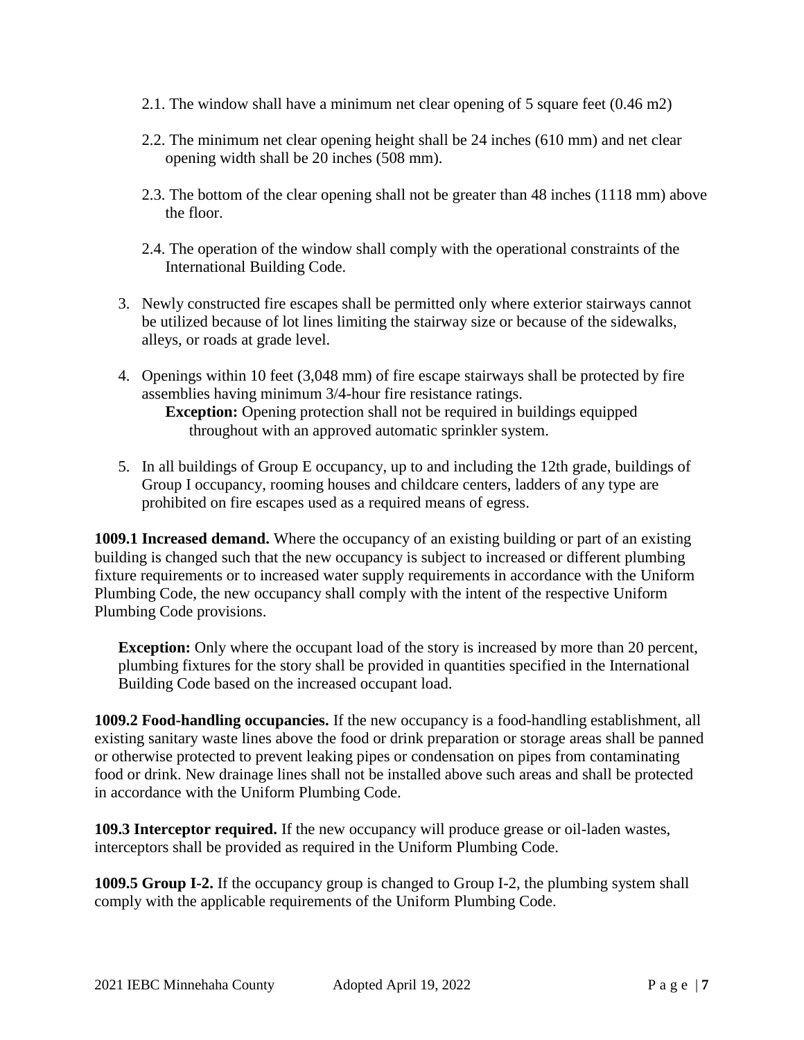2.1. The window shall have a minimum net clear opening of 5 square feet (0.46 m2)

2.2. The minimum net clear opening height shall be 24 inches (610 mm) and net clear opening width shall be 20 inches (508 mm).

2.3. The bottom of the clear opening shall not be greater than 48 inches (1118 mm) above the floor.

2.4. The operation of the window shall comply with the operational constraints of the International Building Code.

3. Newly constructed fire escapes shall be permitted only where exterior stairways cannot be utilized because of lot lines limiting the stairway size or because of the sidewalks, alleys, or roads at grade level.

4. Openings within 10 feet (3,048 mm) of fire escape stairways shall be protected by fire assemblies having minimum 3/4-hour fire resistance ratings.
   **Exception:** Opening protection shall not be required in buildings equipped throughout with an approved automatic sprinkler system.

5. In all buildings of Group E occupancy, up to and including the 12th grade, buildings of Group I occupancy, rooming houses and childcare centers, ladders of any type are prohibited on fire escapes used as a required means of egress.

**1009.1 Increased demand.** Where the occupancy of an existing building or part of an existing building is changed such that the new occupancy is subject to increased or different plumbing fixture requirements or to increased water supply requirements in accordance with the Uniform Plumbing Code, the new occupancy shall comply with the intent of the respective Uniform Plumbing Code provisions.

**Exception:** Only where the occupant load of the story is increased by more than 20 percent, plumbing fixtures for the story shall be provided in quantities specified in the International Building Code based on the increased occupant load.

**1009.2 Food-handling occupancies.** If the new occupancy is a food-handling establishment, all existing sanitary waste lines above the food or drink preparation or storage areas shall be panned or otherwise protected to prevent leaking pipes or condensation on pipes from contaminating food or drink. New drainage lines shall not be installed above such areas and shall be protected in accordance with the Uniform Plumbing Code.

**109.3 Interceptor required.** If the new occupancy will produce grease or oil-laden wastes, interceptors shall be provided as required in the Uniform Plumbing Code.

**1009.5 Group I-2.** If the occupancy group is changed to Group I-2, the plumbing system shall comply with the applicable requirements of the Uniform Plumbing Code.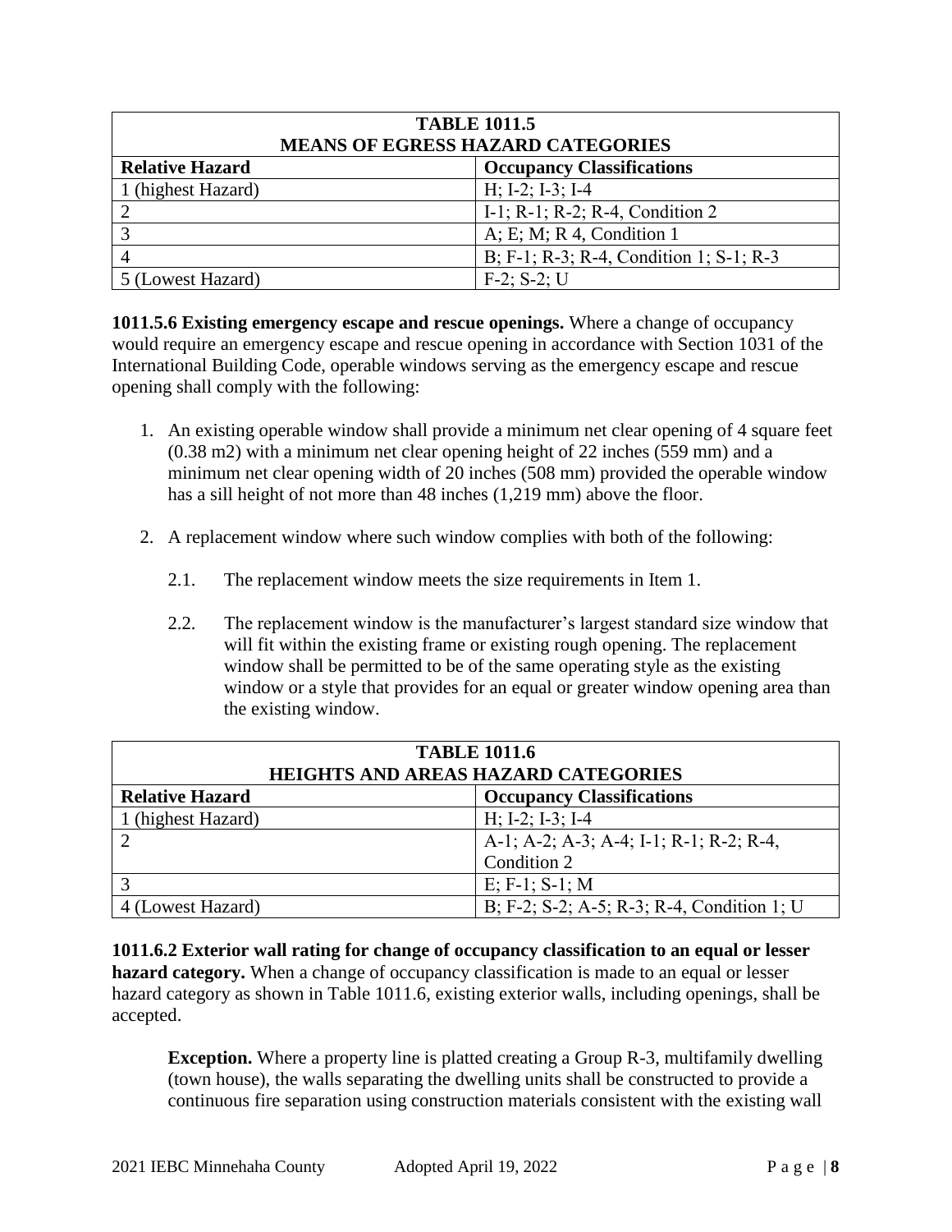| TABLE 1011.5<br>MEANS OF EGRESS HAZARD CATEGORIES | |
|---|---|
| **Relative Hazard** | **Occupancy Classifications** |
| 1 (highest Hazard) | H; I-2; I-3; I-4 |
| 2 | I-1; R-1; R-2; R-4, Condition 2 |
| 3 | A; E; M; R 4, Condition 1 |
| 4 | B; F-1; R-3; R-4, Condition 1; S-1; R-3 |
| 5 (Lowest Hazard) | F-2; S-2; U |

**1011.5.6 Existing emergency escape and rescue openings.** Where a change of occupancy would require an emergency escape and rescue opening in accordance with Section 1031 of the International Building Code, operable windows serving as the emergency escape and rescue opening shall comply with the following:

1. An existing operable window shall provide a minimum net clear opening of 4 square feet (0.38 m2) with a minimum net clear opening height of 22 inches (559 mm) and a minimum net clear opening width of 20 inches (508 mm) provided the operable window has a sill height of not more than 48 inches (1,219 mm) above the floor.

2. A replacement window where such window complies with both of the following:

   2.1. The replacement window meets the size requirements in Item 1.

   2.2. The replacement window is the manufacturer's largest standard size window that will fit within the existing frame or existing rough opening. The replacement window shall be permitted to be of the same operating style as the existing window or a style that provides for an equal or greater window opening area than the existing window.

| TABLE 1011.6<br>HEIGHTS AND AREAS HAZARD CATEGORIES | |
|---|---|
| **Relative Hazard** | **Occupancy Classifications** |
| 1 (highest Hazard) | H; I-2; I-3; I-4 |
| 2 | A-1; A-2; A-3; A-4; I-1; R-1; R-2; R-4, Condition 2 |
| 3 | E; F-1; S-1; M |
| 4 (Lowest Hazard) | B; F-2; S-2; A-5; R-3; R-4, Condition 1; U |

**1011.6.2 Exterior wall rating for change of occupancy classification to an equal or lesser hazard category.** When a change of occupancy classification is made to an equal or lesser hazard category as shown in Table 1011.6, existing exterior walls, including openings, shall be accepted.

> **Exception.** Where a property line is platted creating a Group R-3, multifamily dwelling (town house), the walls separating the dwelling units shall be constructed to provide a continuous fire separation using construction materials consistent with the existing wall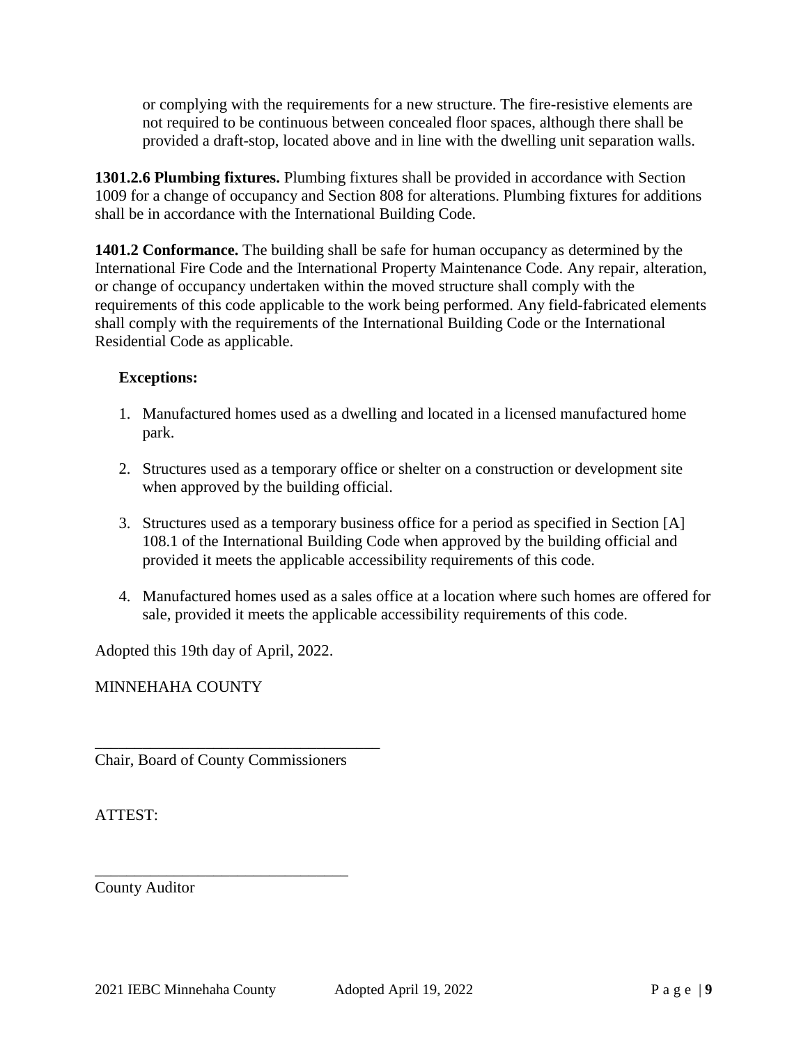or complying with the requirements for a new structure. The fire-resistive elements are not required to be continuous between concealed floor spaces, although there shall be provided a draft-stop, located above and in line with the dwelling unit separation walls.

**1301.2.6 Plumbing fixtures.** Plumbing fixtures shall be provided in accordance with Section 1009 for a change of occupancy and Section 808 for alterations. Plumbing fixtures for additions shall be in accordance with the International Building Code.

**1401.2 Conformance.** The building shall be safe for human occupancy as determined by the International Fire Code and the International Property Maintenance Code. Any repair, alteration, or change of occupancy undertaken within the moved structure shall comply with the requirements of this code applicable to the work being performed. Any field-fabricated elements shall comply with the requirements of the International Building Code or the International Residential Code as applicable.

**Exceptions:**

1. Manufactured homes used as a dwelling and located in a licensed manufactured home park.
2. Structures used as a temporary office or shelter on a construction or development site when approved by the building official.
3. Structures used as a temporary business office for a period as specified in Section [A] 108.1 of the International Building Code when approved by the building official and provided it meets the applicable accessibility requirements of this code.
4. Manufactured homes used as a sales office at a location where such homes are offered for sale, provided it meets the applicable accessibility requirements of this code.

Adopted this 19th day of April, 2022.

MINNEHAHA COUNTY

____________________________________
Chair, Board of County Commissioners

ATTEST:

________________________________
County Auditor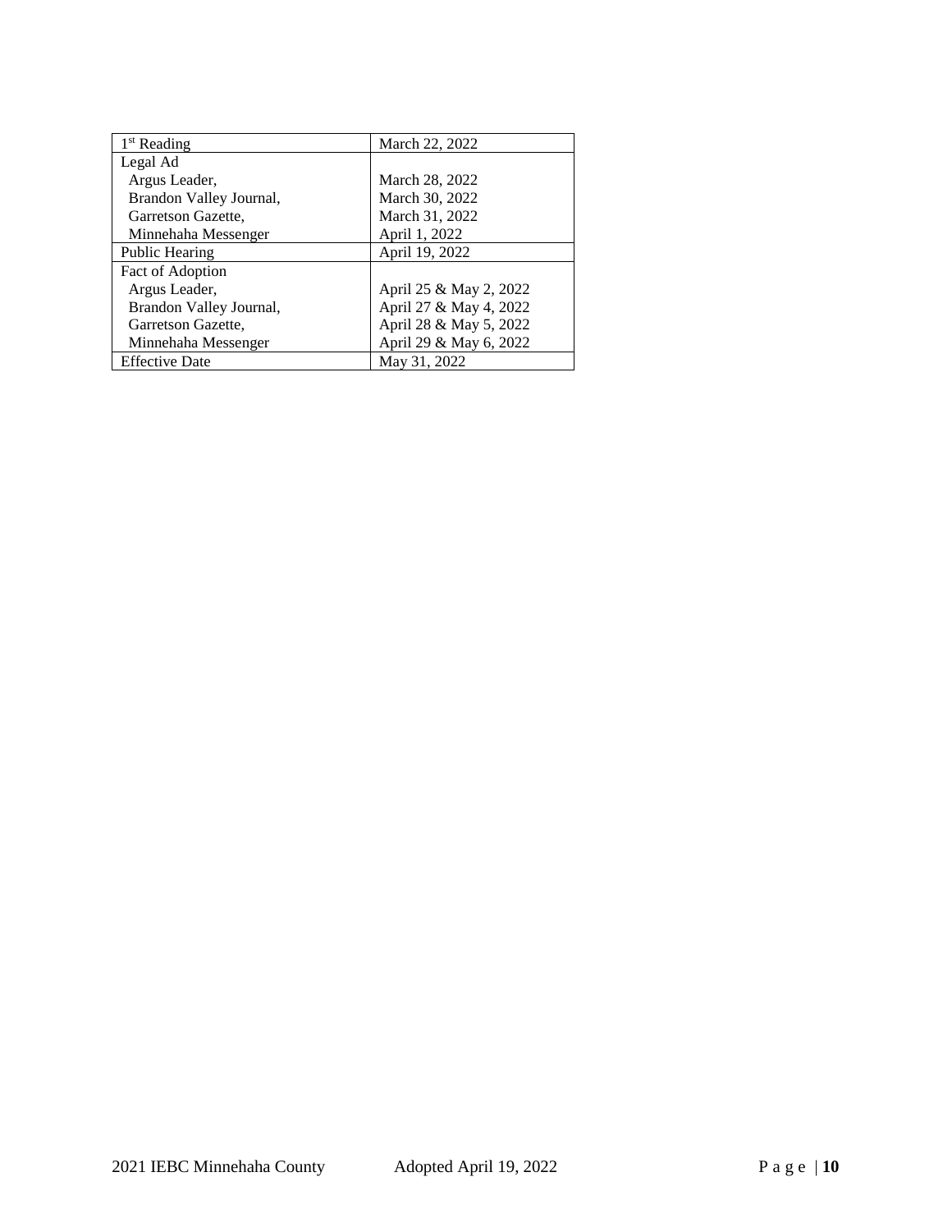| | |
|---|---|
| 1st Reading | March 22, 2022 |
| Legal Ad | |
| Argus Leader, | March 28, 2022 |
| Brandon Valley Journal, | March 30, 2022 |
| Garretson Gazette, | March 31, 2022 |
| Minnehaha Messenger | April 1, 2022 |
| Public Hearing | April 19, 2022 |
| Fact of Adoption | |
| Argus Leader, | April 25 & May 2, 2022 |
| Brandon Valley Journal, | April 27 & May 4, 2022 |
| Garretson Gazette, | April 28 & May 5, 2022 |
| Minnehaha Messenger | April 29 & May 6, 2022 |
| Effective Date | May 31, 2022 |